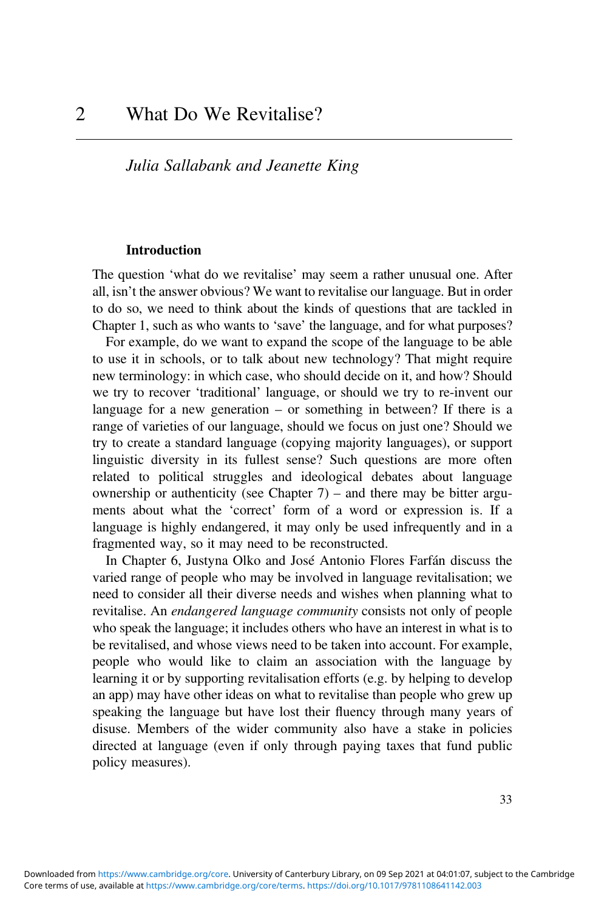# 2 What Do We Revitalise?

*Julia Sallabank and Jeanette King*

## Introduction

The question 'what do we revitalise' may seem a rather unusual one. After all, isn't the answer obvious? We want to revitalise our language. But in order to do so, we need to think about the kinds of questions that are tackled in Chapter 1, such as who wants to 'save' the language, and for what purposes?

For example, do we want to expand the scope of the language to be able to use it in schools, or to talk about new technology? That might require new terminology: in which case, who should decide on it, and how? Should we try to recover 'traditional' language, or should we try to re-invent our language for a new generation – or something in between? If there is a range of varieties of our language, should we focus on just one? Should we try to create a standard language (copying majority languages), or support linguistic diversity in its fullest sense? Such questions are more often related to political struggles and ideological debates about language ownership or authenticity (see Chapter 7) – and there may be bitter arguments about what the 'correct' form of a word or expression is. If a language is highly endangered, it may only be used infrequently and in a fragmented way, so it may need to be reconstructed.

In Chapter 6, Justyna Olko and José Antonio Flores Farfán discuss the varied range of people who may be involved in language revitalisation; we need to consider all their diverse needs and wishes when planning what to revitalise. An *endangered language community* consists not only of people who speak the language; it includes others who have an interest in what is to be revitalised, and whose views need to be taken into account. For example, people who would like to claim an association with the language by learning it or by supporting revitalisation efforts (e.g. by helping to develop an app) may have other ideas on what to revitalise than people who grew up speaking the language but have lost their fluency through many years of disuse. Members of the wider community also have a stake in policies directed at language (even if only through paying taxes that fund public policy measures).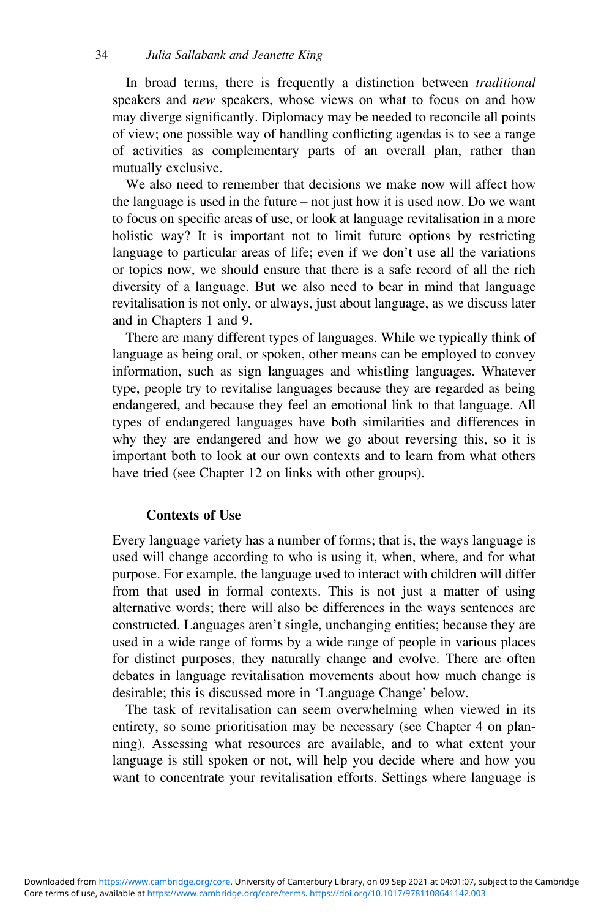In broad terms, there is frequently a distinction between *traditional* speakers and *new* speakers, whose views on what to focus on and how may diverge significantly. Diplomacy may be needed to reconcile all points of view; one possible way of handling conflicting agendas is to see a range of activities as complementary parts of an overall plan, rather than mutually exclusive.

We also need to remember that decisions we make now will affect how the language is used in the future – not just how it is used now. Do we want to focus on specific areas of use, or look at language revitalisation in a more holistic way? It is important not to limit future options by restricting language to particular areas of life; even if we don't use all the variations or topics now, we should ensure that there is a safe record of all the rich diversity of a language. But we also need to bear in mind that language revitalisation is not only, or always, just about language, as we discuss later and in Chapters 1 and 9.

There are many different types of languages. While we typically think of language as being oral, or spoken, other means can be employed to convey information, such as sign languages and whistling languages. Whatever type, people try to revitalise languages because they are regarded as being endangered, and because they feel an emotional link to that language. All types of endangered languages have both similarities and differences in why they are endangered and how we go about reversing this, so it is important both to look at our own contexts and to learn from what others have tried (see Chapter 12 on links with other groups).

## Contexts of Use

Every language variety has a number of forms; that is, the ways language is used will change according to who is using it, when, where, and for what purpose. For example, the language used to interact with children will differ from that used in formal contexts. This is not just a matter of using alternative words; there will also be differences in the ways sentences are constructed. Languages aren't single, unchanging entities; because they are used in a wide range of forms by a wide range of people in various places for distinct purposes, they naturally change and evolve. There are often debates in language revitalisation movements about how much change is desirable; this is discussed more in 'Language Change' below.

The task of revitalisation can seem overwhelming when viewed in its entirety, so some prioritisation may be necessary (see Chapter 4 on planning). Assessing what resources are available, and to what extent your language is still spoken or not, will help you decide where and how you want to concentrate your revitalisation efforts. Settings where language is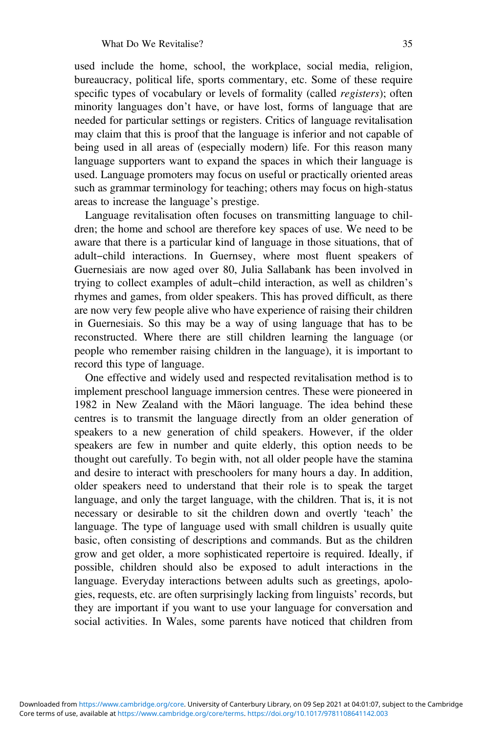used include the home, school, the workplace, social media, religion, bureaucracy, political life, sports commentary, etc. Some of these require specific types of vocabulary or levels of formality (called *registers*); often minority languages don't have, or have lost, forms of language that are needed for particular settings or registers. Critics of language revitalisation may claim that this is proof that the language is inferior and not capable of being used in all areas of (especially modern) life. For this reason many language supporters want to expand the spaces in which their language is used. Language promoters may focus on useful or practically oriented areas such as grammar terminology for teaching; others may focus on high-status areas to increase the language's prestige.

Language revitalisation often focuses on transmitting language to children; the home and school are therefore key spaces of use. We need to be aware that there is a particular kind of language in those situations, that of adult–child interactions. In Guernsey, where most fluent speakers of Guernesiais are now aged over 80, Julia Sallabank has been involved in trying to collect examples of adult–child interaction, as well as children's rhymes and games, from older speakers. This has proved difficult, as there are now very few people alive who have experience of raising their children in Guernesiais. So this may be a way of using language that has to be reconstructed. Where there are still children learning the language (or people who remember raising children in the language), it is important to record this type of language.

One effective and widely used and respected revitalisation method is to implement preschool language immersion centres. These were pioneered in 1982 in New Zealand with the Māori language. The idea behind these centres is to transmit the language directly from an older generation of speakers to a new generation of child speakers. However, if the older speakers are few in number and quite elderly, this option needs to be thought out carefully. To begin with, not all older people have the stamina and desire to interact with preschoolers for many hours a day. In addition, older speakers need to understand that their role is to speak the target language, and only the target language, with the children. That is, it is not necessary or desirable to sit the children down and overtly 'teach' the language. The type of language used with small children is usually quite basic, often consisting of descriptions and commands. But as the children grow and get older, a more sophisticated repertoire is required. Ideally, if possible, children should also be exposed to adult interactions in the language. Everyday interactions between adults such as greetings, apologies, requests, etc. are often surprisingly lacking from linguists' records, but they are important if you want to use your language for conversation and social activities. In Wales, some parents have noticed that children from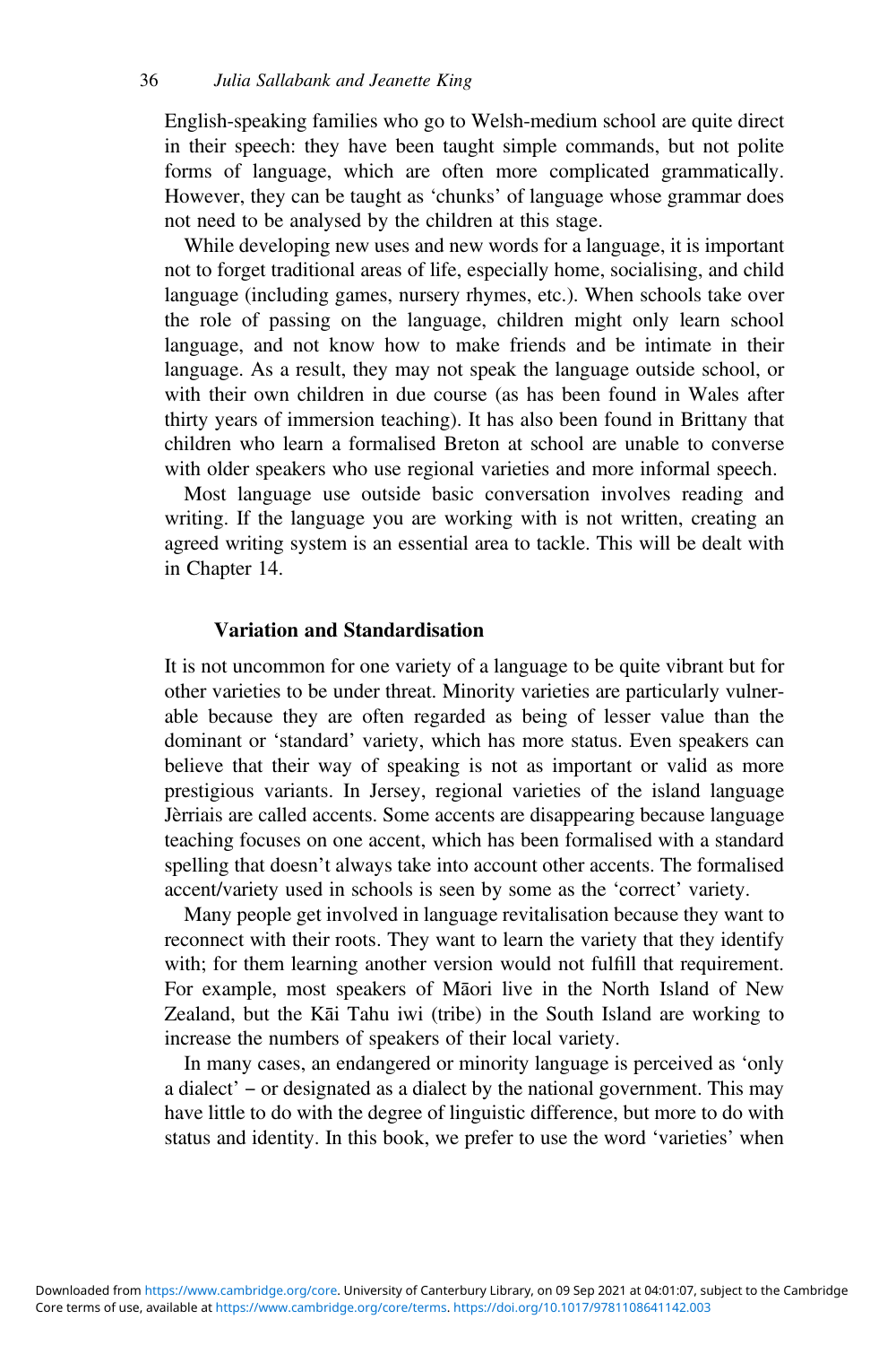English-speaking families who go to Welsh-medium school are quite direct in their speech: they have been taught simple commands, but not polite forms of language, which are often more complicated grammatically. However, they can be taught as 'chunks' of language whose grammar does not need to be analysed by the children at this stage.

While developing new uses and new words for a language, it is important not to forget traditional areas of life, especially home, socialising, and child language (including games, nursery rhymes, etc.). When schools take over the role of passing on the language, children might only learn school language, and not know how to make friends and be intimate in their language. As a result, they may not speak the language outside school, or with their own children in due course (as has been found in Wales after thirty years of immersion teaching). It has also been found in Brittany that children who learn a formalised Breton at school are unable to converse with older speakers who use regional varieties and more informal speech.

Most language use outside basic conversation involves reading and writing. If the language you are working with is not written, creating an agreed writing system is an essential area to tackle. This will be dealt with in Chapter 14.

### Variation and Standardisation

It is not uncommon for one variety of a language to be quite vibrant but for other varieties to be under threat. Minority varieties are particularly vulnerable because they are often regarded as being of lesser value than the dominant or 'standard' variety, which has more status. Even speakers can believe that their way of speaking is not as important or valid as more prestigious variants. In Jersey, regional varieties of the island language Jèrriais are called accents. Some accents are disappearing because language teaching focuses on one accent, which has been formalised with a standard spelling that doesn't always take into account other accents. The formalised accent/variety used in schools is seen by some as the 'correct' variety.

Many people get involved in language revitalisation because they want to reconnect with their roots. They want to learn the variety that they identify with; for them learning another version would not fulfill that requirement. For example, most speakers of Māori live in the North Island of New Zealand, but the Kāi Tahu iwi (tribe) in the South Island are working to increase the numbers of speakers of their local variety.

In many cases, an endangered or minority language is perceived as 'only a dialect' – or designated as a dialect by the national government. This may have little to do with the degree of linguistic difference, but more to do with status and identity. In this book, we prefer to use the word 'varieties' when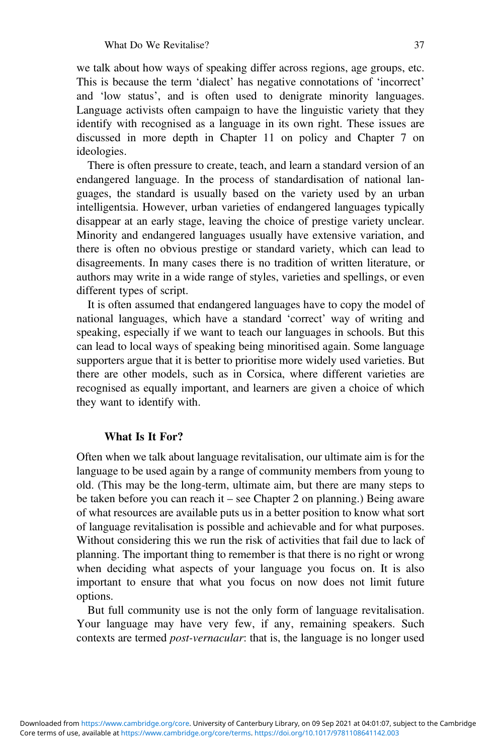we talk about how ways of speaking differ across regions, age groups, etc. This is because the term 'dialect' has negative connotations of 'incorrect' and 'low status', and is often used to denigrate minority languages. Language activists often campaign to have the linguistic variety that they identify with recognised as a language in its own right. These issues are discussed in more depth in Chapter 11 on policy and Chapter 7 on ideologies.

There is often pressure to create, teach, and learn a standard version of an endangered language. In the process of standardisation of national languages, the standard is usually based on the variety used by an urban intelligentsia. However, urban varieties of endangered languages typically disappear at an early stage, leaving the choice of prestige variety unclear. Minority and endangered languages usually have extensive variation, and there is often no obvious prestige or standard variety, which can lead to disagreements. In many cases there is no tradition of written literature, or authors may write in a wide range of styles, varieties and spellings, or even different types of script.

It is often assumed that endangered languages have to copy the model of national languages, which have a standard 'correct' way of writing and speaking, especially if we want to teach our languages in schools. But this can lead to local ways of speaking being minoritised again. Some language supporters argue that it is better to prioritise more widely used varieties. But there are other models, such as in Corsica, where different varieties are recognised as equally important, and learners are given a choice of which they want to identify with.

### What Is It For?

Often when we talk about language revitalisation, our ultimate aim is for the language to be used again by a range of community members from young to old. (This may be the long-term, ultimate aim, but there are many steps to be taken before you can reach it – see Chapter 2 on planning.) Being aware of what resources are available puts us in a better position to know what sort of language revitalisation is possible and achievable and for what purposes. Without considering this we run the risk of activities that fail due to lack of planning. The important thing to remember is that there is no right or wrong when deciding what aspects of your language you focus on. It is also important to ensure that what you focus on now does not limit future options.

But full community use is not the only form of language revitalisation. Your language may have very few, if any, remaining speakers. Such contexts are termed *post-vernacular*: that is, the language is no longer used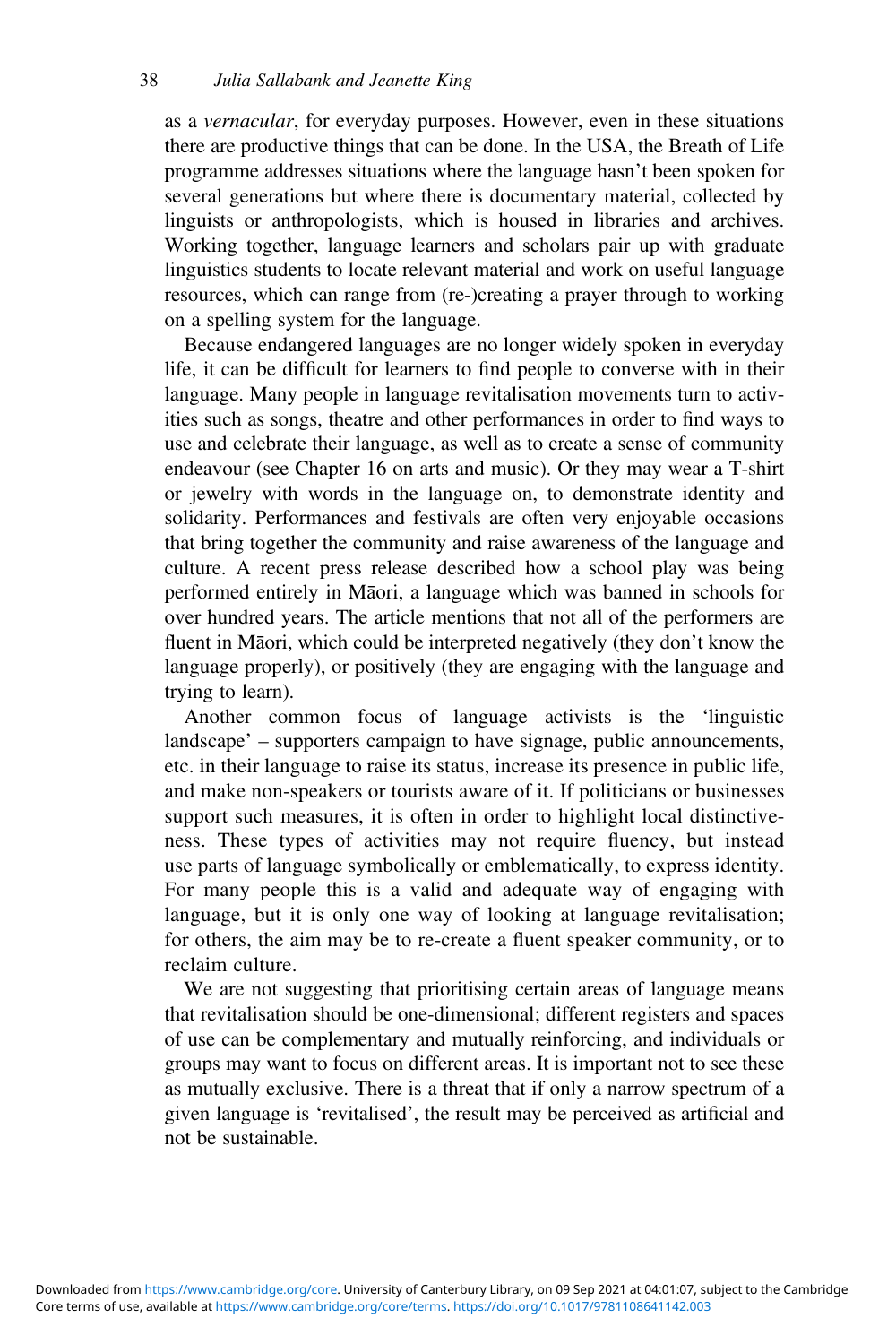as a *vernacular*, for everyday purposes. However, even in these situations there are productive things that can be done. In the USA, the Breath of Life programme addresses situations where the language hasn't been spoken for several generations but where there is documentary material, collected by linguists or anthropologists, which is housed in libraries and archives. Working together, language learners and scholars pair up with graduate linguistics students to locate relevant material and work on useful language resources, which can range from (re-)creating a prayer through to working on a spelling system for the language.

Because endangered languages are no longer widely spoken in everyday life, it can be difficult for learners to find people to converse with in their language. Many people in language revitalisation movements turn to activities such as songs, theatre and other performances in order to find ways to use and celebrate their language, as well as to create a sense of community endeavour (see Chapter 16 on arts and music). Or they may wear a T-shirt or jewelry with words in the language on, to demonstrate identity and solidarity. Performances and festivals are often very enjoyable occasions that bring together the community and raise awareness of the language and culture. A recent press release described how a school play was being performed entirely in Māori, a language which was banned in schools for over hundred years. The article mentions that not all of the performers are fluent in Māori, which could be interpreted negatively (they don't know the language properly), or positively (they are engaging with the language and trying to learn).

Another common focus of language activists is the 'linguistic landscape' – supporters campaign to have signage, public announcements, etc. in their language to raise its status, increase its presence in public life, and make non-speakers or tourists aware of it. If politicians or businesses support such measures, it is often in order to highlight local distinctiveness. These types of activities may not require fluency, but instead use parts of language symbolically or emblematically, to express identity. For many people this is a valid and adequate way of engaging with language, but it is only one way of looking at language revitalisation; for others, the aim may be to re-create a fluent speaker community, or to reclaim culture.

We are not suggesting that prioritising certain areas of language means that revitalisation should be one-dimensional; different registers and spaces of use can be complementary and mutually reinforcing, and individuals or groups may want to focus on different areas. It is important not to see these as mutually exclusive. There is a threat that if only a narrow spectrum of a given language is 'revitalised', the result may be perceived as artificial and not be sustainable.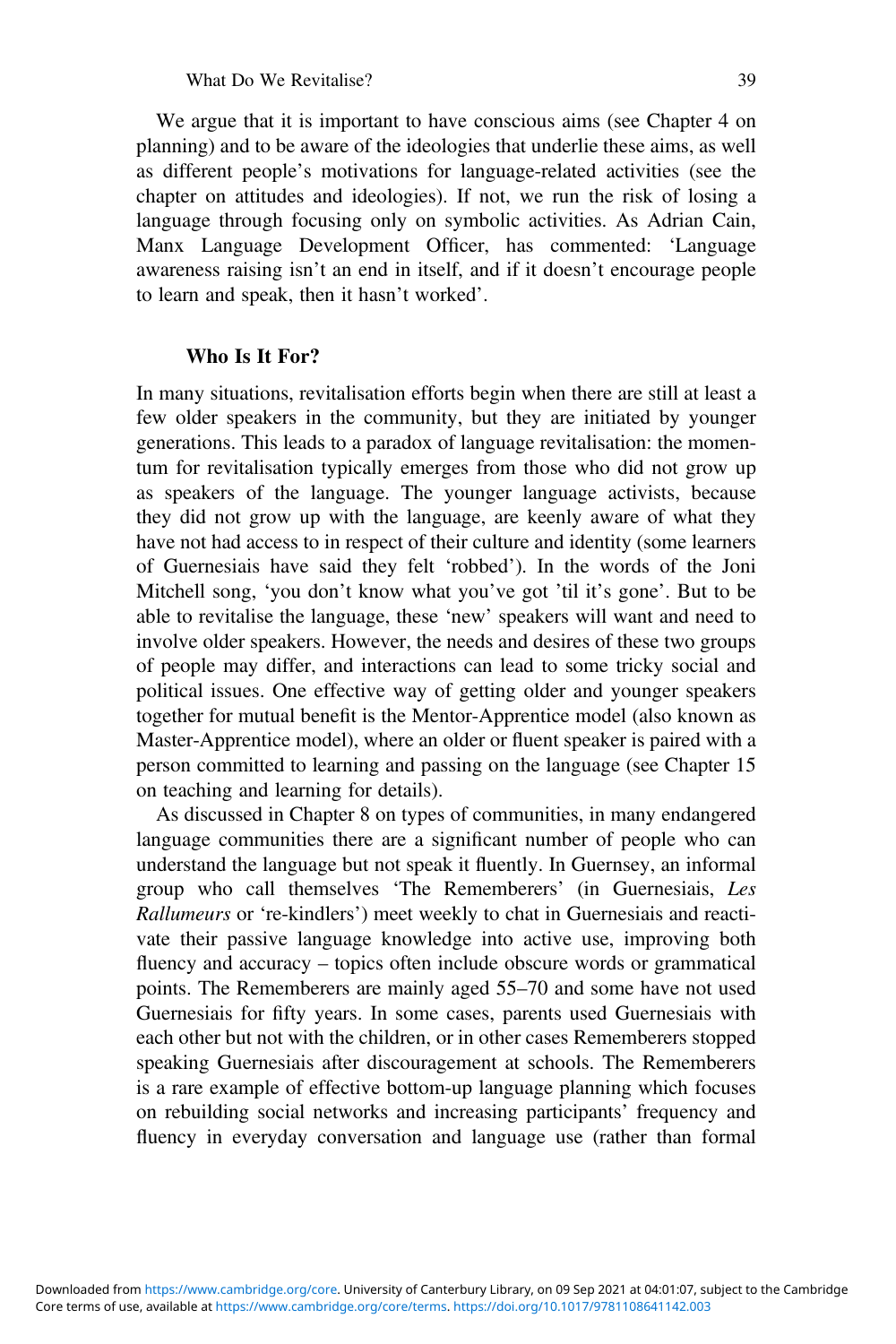We argue that it is important to have conscious aims (see Chapter 4 on planning) and to be aware of the ideologies that underlie these aims, as well as different people's motivations for language-related activities (see the chapter on attitudes and ideologies). If not, we run the risk of losing a language through focusing only on symbolic activities. As Adrian Cain, Manx Language Development Officer, has commented: 'Language awareness raising isn't an end in itself, and if it doesn't encourage people to learn and speak, then it hasn't worked'.

### Who Is It For?

In many situations, revitalisation efforts begin when there are still at least a few older speakers in the community, but they are initiated by younger generations. This leads to a paradox of language revitalisation: the momentum for revitalisation typically emerges from those who did not grow up as speakers of the language. The younger language activists, because they did not grow up with the language, are keenly aware of what they have not had access to in respect of their culture and identity (some learners of Guernesiais have said they felt 'robbed'). In the words of the Joni Mitchell song, 'you don't know what you've got 'til it's gone'. But to be able to revitalise the language, these 'new' speakers will want and need to involve older speakers. However, the needs and desires of these two groups of people may differ, and interactions can lead to some tricky social and political issues. One effective way of getting older and younger speakers together for mutual benefit is the Mentor-Apprentice model (also known as Master-Apprentice model), where an older or fluent speaker is paired with a person committed to learning and passing on the language (see Chapter 15 on teaching and learning for details).

As discussed in Chapter 8 on types of communities, in many endangered language communities there are a significant number of people who can understand the language but not speak it fluently. In Guernsey, an informal group who call themselves 'The Rememberers' (in Guernesiais, *Les Rallumeurs* or 're-kindlers') meet weekly to chat in Guernesiais and reactivate their passive language knowledge into active use, improving both fluency and accuracy – topics often include obscure words or grammatical points. The Rememberers are mainly aged 55–70 and some have not used Guernesiais for fifty years. In some cases, parents used Guernesiais with each other but not with the children, or in other cases Rememberers stopped speaking Guernesiais after discouragement at schools. The Rememberers is a rare example of effective bottom-up language planning which focuses on rebuilding social networks and increasing participants' frequency and fluency in everyday conversation and language use (rather than formal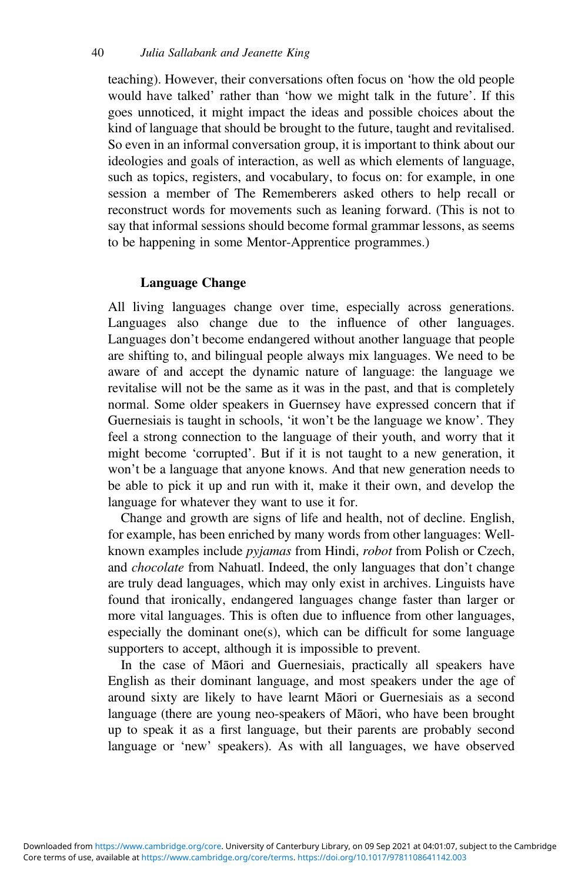teaching). However, their conversations often focus on 'how the old people would have talked' rather than 'how we might talk in the future'. If this goes unnoticed, it might impact the ideas and possible choices about the kind of language that should be brought to the future, taught and revitalised. So even in an informal conversation group, it is important to think about our ideologies and goals of interaction, as well as which elements of language, such as topics, registers, and vocabulary, to focus on: for example, in one session a member of The Rememberers asked others to help recall or reconstruct words for movements such as leaning forward. (This is not to say that informal sessions should become formal grammar lessons, as seems to be happening in some Mentor-Apprentice programmes.)

## Language Change

All living languages change over time, especially across generations. Languages also change due to the influence of other languages. Languages don't become endangered without another language that people are shifting to, and bilingual people always mix languages. We need to be aware of and accept the dynamic nature of language: the language we revitalise will not be the same as it was in the past, and that is completely normal. Some older speakers in Guernsey have expressed concern that if Guernesiais is taught in schools, 'it won't be the language we know'. They feel a strong connection to the language of their youth, and worry that it might become 'corrupted'. But if it is not taught to a new generation, it won't be a language that anyone knows. And that new generation needs to be able to pick it up and run with it, make it their own, and develop the language for whatever they want to use it for.

Change and growth are signs of life and health, not of decline. English, for example, has been enriched by many words from other languages: Well-known examples include *pyjamas* from Hindi, *robot* from Polish or Czech, and *chocolate* from Nahuatl. Indeed, the only languages that don't change are truly dead languages, which may only exist in archives. Linguists have found that ironically, endangered languages change faster than larger or more vital languages. This is often due to influence from other languages, especially the dominant one(s), which can be difficult for some language supporters to accept, although it is impossible to prevent.

In the case of Māori and Guernesiais, practically all speakers have English as their dominant language, and most speakers under the age of around sixty are likely to have learnt Māori or Guernesiais as a second language (there are young neo-speakers of Māori, who have been brought up to speak it as a first language, but their parents are probably second language or 'new' speakers). As with all languages, we have observed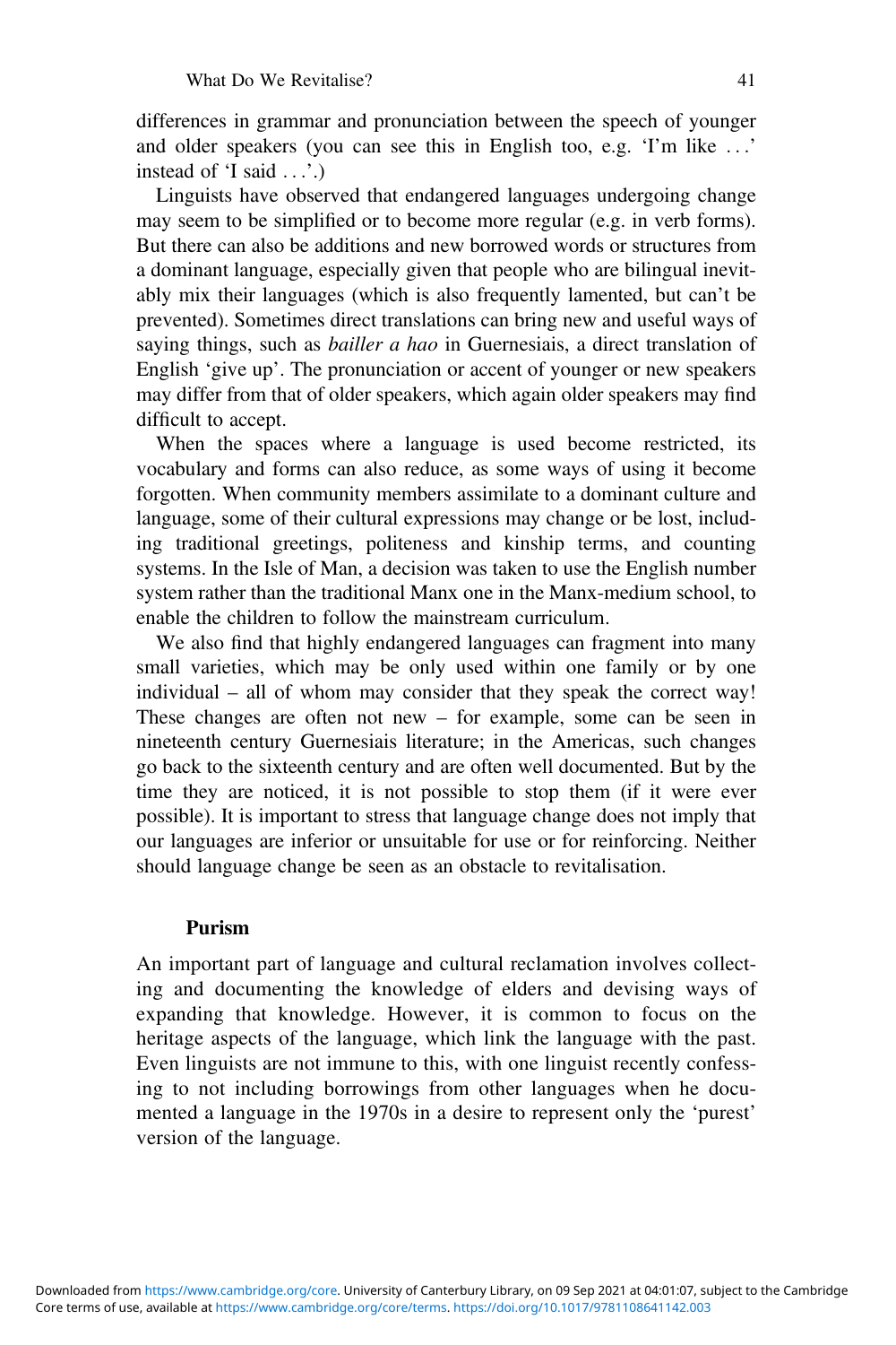differences in grammar and pronunciation between the speech of younger and older speakers (you can see this in English too, e.g. 'I'm like . . .' instead of 'I said . . .'.)

Linguists have observed that endangered languages undergoing change may seem to be simplified or to become more regular (e.g. in verb forms). But there can also be additions and new borrowed words or structures from a dominant language, especially given that people who are bilingual inevitably mix their languages (which is also frequently lamented, but can't be prevented). Sometimes direct translations can bring new and useful ways of saying things, such as *bailler a hao* in Guernesiais, a direct translation of English 'give up'. The pronunciation or accent of younger or new speakers may differ from that of older speakers, which again older speakers may find difficult to accept.

When the spaces where a language is used become restricted, its vocabulary and forms can also reduce, as some ways of using it become forgotten. When community members assimilate to a dominant culture and language, some of their cultural expressions may change or be lost, including traditional greetings, politeness and kinship terms, and counting systems. In the Isle of Man, a decision was taken to use the English number system rather than the traditional Manx one in the Manx-medium school, to enable the children to follow the mainstream curriculum.

We also find that highly endangered languages can fragment into many small varieties, which may be only used within one family or by one individual – all of whom may consider that they speak the correct way! These changes are often not new – for example, some can be seen in nineteenth century Guernesiais literature; in the Americas, such changes go back to the sixteenth century and are often well documented. But by the time they are noticed, it is not possible to stop them (if it were ever possible). It is important to stress that language change does not imply that our languages are inferior or unsuitable for use or for reinforcing. Neither should language change be seen as an obstacle to revitalisation.

## Purism

An important part of language and cultural reclamation involves collecting and documenting the knowledge of elders and devising ways of expanding that knowledge. However, it is common to focus on the heritage aspects of the language, which link the language with the past. Even linguists are not immune to this, with one linguist recently confessing to not including borrowings from other languages when he documented a language in the 1970s in a desire to represent only the 'purest' version of the language.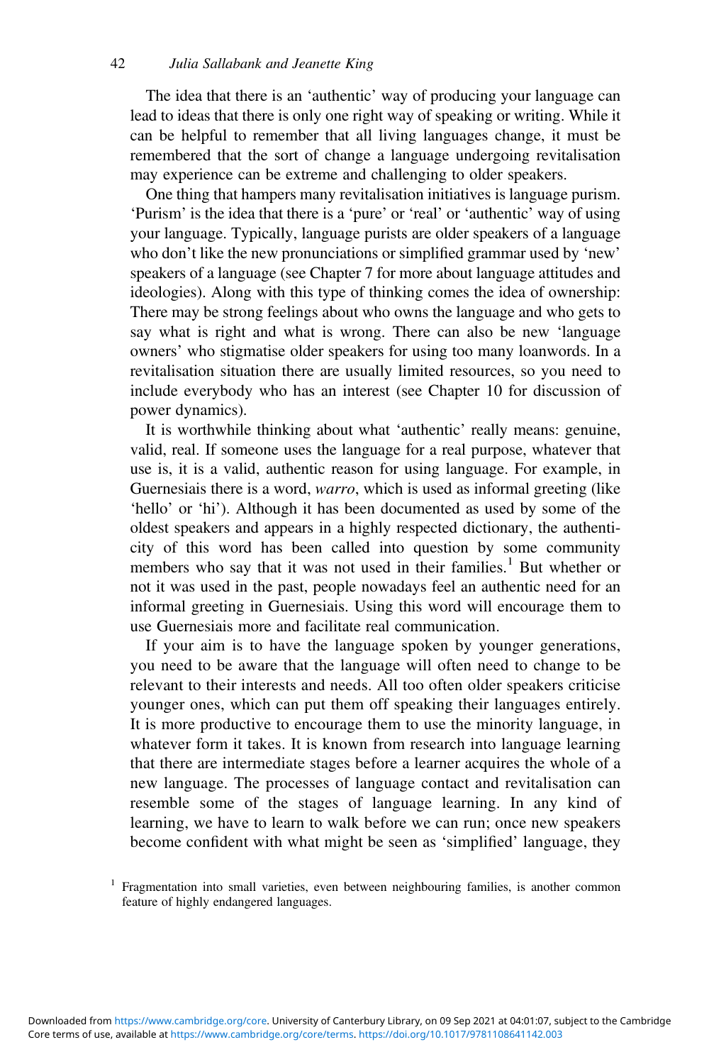The idea that there is an 'authentic' way of producing your language can lead to ideas that there is only one right way of speaking or writing. While it can be helpful to remember that all living languages change, it must be remembered that the sort of change a language undergoing revitalisation may experience can be extreme and challenging to older speakers.

One thing that hampers many revitalisation initiatives is language purism. 'Purism' is the idea that there is a 'pure' or 'real' or 'authentic' way of using your language. Typically, language purists are older speakers of a language who don't like the new pronunciations or simplified grammar used by 'new' speakers of a language (see Chapter 7 for more about language attitudes and ideologies). Along with this type of thinking comes the idea of ownership: There may be strong feelings about who owns the language and who gets to say what is right and what is wrong. There can also be new 'language owners' who stigmatise older speakers for using too many loanwords. In a revitalisation situation there are usually limited resources, so you need to include everybody who has an interest (see Chapter 10 for discussion of power dynamics).

It is worthwhile thinking about what 'authentic' really means: genuine, valid, real. If someone uses the language for a real purpose, whatever that use is, it is a valid, authentic reason for using language. For example, in Guernesiais there is a word, *warro*, which is used as informal greeting (like 'hello' or 'hi'). Although it has been documented as used by some of the oldest speakers and appears in a highly respected dictionary, the authenticity of this word has been called into question by some community members who say that it was not used in their families.[1] But whether or not it was used in the past, people nowadays feel an authentic need for an informal greeting in Guernesiais. Using this word will encourage them to use Guernesiais more and facilitate real communication.

If your aim is to have the language spoken by younger generations, you need to be aware that the language will often need to change to be relevant to their interests and needs. All too often older speakers criticise younger ones, which can put them off speaking their languages entirely. It is more productive to encourage them to use the minority language, in whatever form it takes. It is known from research into language learning that there are intermediate stages before a learner acquires the whole of a new language. The processes of language contact and revitalisation can resemble some of the stages of language learning. In any kind of learning, we have to learn to walk before we can run; once new speakers become confident with what might be seen as 'simplified' language, they

[1] Fragmentation into small varieties, even between neighbouring families, is another common feature of highly endangered languages.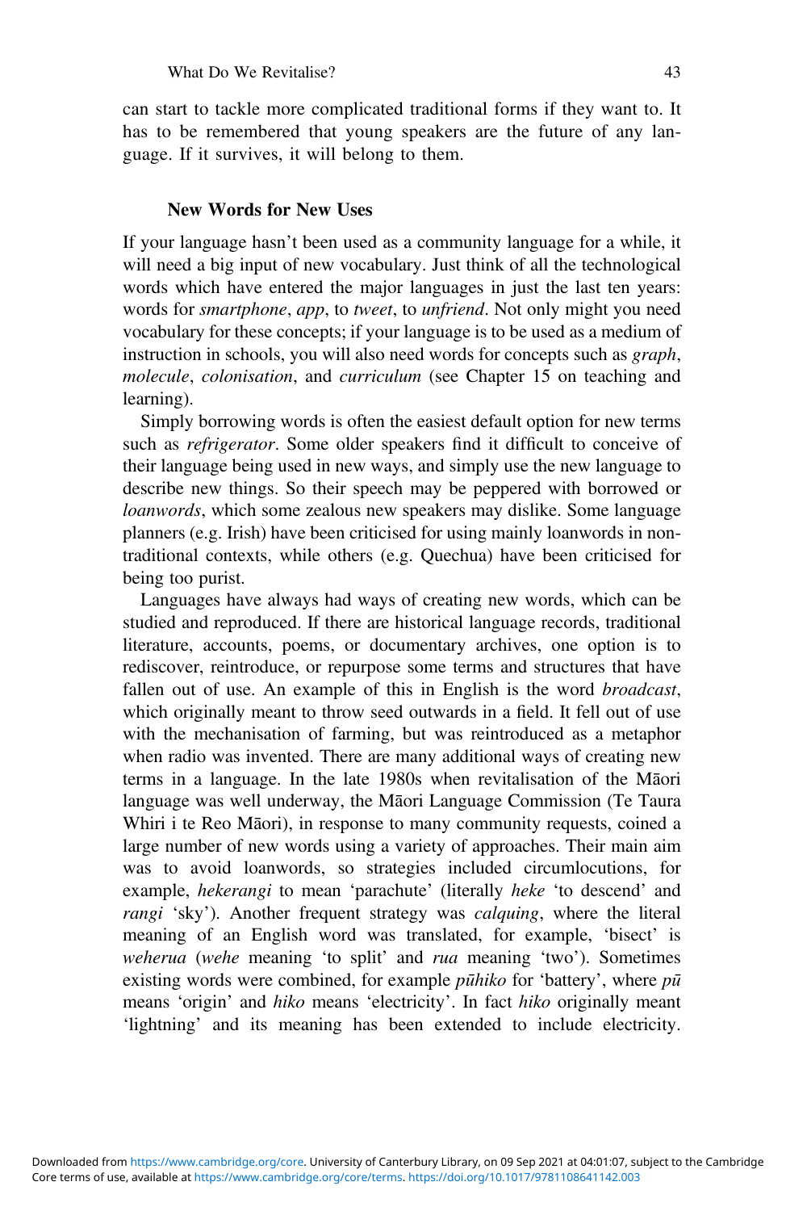can start to tackle more complicated traditional forms if they want to. It has to be remembered that young speakers are the future of any language. If it survives, it will belong to them.

## New Words for New Uses

If your language hasn't been used as a community language for a while, it will need a big input of new vocabulary. Just think of all the technological words which have entered the major languages in just the last ten years: words for *smartphone*, *app*, to *tweet*, to *unfriend*. Not only might you need vocabulary for these concepts; if your language is to be used as a medium of instruction in schools, you will also need words for concepts such as *graph*, *molecule*, *colonisation*, and *curriculum* (see Chapter 15 on teaching and learning).

Simply borrowing words is often the easiest default option for new terms such as *refrigerator*. Some older speakers find it difficult to conceive of their language being used in new ways, and simply use the new language to describe new things. So their speech may be peppered with borrowed or *loanwords*, which some zealous new speakers may dislike. Some language planners (e.g. Irish) have been criticised for using mainly loanwords in non-traditional contexts, while others (e.g. Quechua) have been criticised for being too purist.

Languages have always had ways of creating new words, which can be studied and reproduced. If there are historical language records, traditional literature, accounts, poems, or documentary archives, one option is to rediscover, reintroduce, or repurpose some terms and structures that have fallen out of use. An example of this in English is the word *broadcast*, which originally meant to throw seed outwards in a field. It fell out of use with the mechanisation of farming, but was reintroduced as a metaphor when radio was invented. There are many additional ways of creating new terms in a language. In the late 1980s when revitalisation of the Māori language was well underway, the Māori Language Commission (Te Taura Whiri i te Reo Māori), in response to many community requests, coined a large number of new words using a variety of approaches. Their main aim was to avoid loanwords, so strategies included circumlocutions, for example, *hekerangi* to mean 'parachute' (literally *heke* 'to descend' and *rangi* 'sky'). Another frequent strategy was *calquing*, where the literal meaning of an English word was translated, for example, 'bisect' is *weherua* (*wehe* meaning 'to split' and *rua* meaning 'two'). Sometimes existing words were combined, for example *pūhiko* for 'battery', where *pū* means 'origin' and *hiko* means 'electricity'. In fact *hiko* originally meant 'lightning' and its meaning has been extended to include electricity.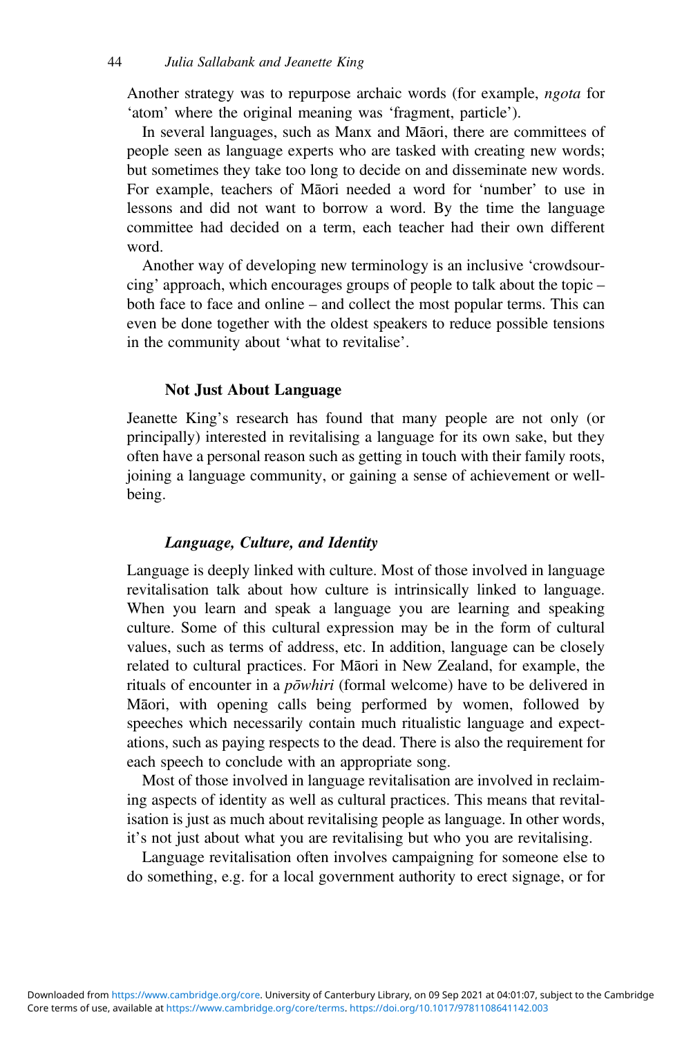Another strategy was to repurpose archaic words (for example, *ngota* for 'atom' where the original meaning was 'fragment, particle').

In several languages, such as Manx and Māori, there are committees of people seen as language experts who are tasked with creating new words; but sometimes they take too long to decide on and disseminate new words. For example, teachers of Māori needed a word for 'number' to use in lessons and did not want to borrow a word. By the time the language committee had decided on a term, each teacher had their own different word.

Another way of developing new terminology is an inclusive 'crowdsourcing' approach, which encourages groups of people to talk about the topic – both face to face and online – and collect the most popular terms. This can even be done together with the oldest speakers to reduce possible tensions in the community about 'what to revitalise'.

## Not Just About Language

Jeanette King's research has found that many people are not only (or principally) interested in revitalising a language for its own sake, but they often have a personal reason such as getting in touch with their family roots, joining a language community, or gaining a sense of achievement or well-being.

### *Language, Culture, and Identity*

Language is deeply linked with culture. Most of those involved in language revitalisation talk about how culture is intrinsically linked to language. When you learn and speak a language you are learning and speaking culture. Some of this cultural expression may be in the form of cultural values, such as terms of address, etc. In addition, language can be closely related to cultural practices. For Māori in New Zealand, for example, the rituals of encounter in a *pōwhiri* (formal welcome) have to be delivered in Māori, with opening calls being performed by women, followed by speeches which necessarily contain much ritualistic language and expectations, such as paying respects to the dead. There is also the requirement for each speech to conclude with an appropriate song.

Most of those involved in language revitalisation are involved in reclaiming aspects of identity as well as cultural practices. This means that revitalisation is just as much about revitalising people as language. In other words, it's not just about what you are revitalising but who you are revitalising.

Language revitalisation often involves campaigning for someone else to do something, e.g. for a local government authority to erect signage, or for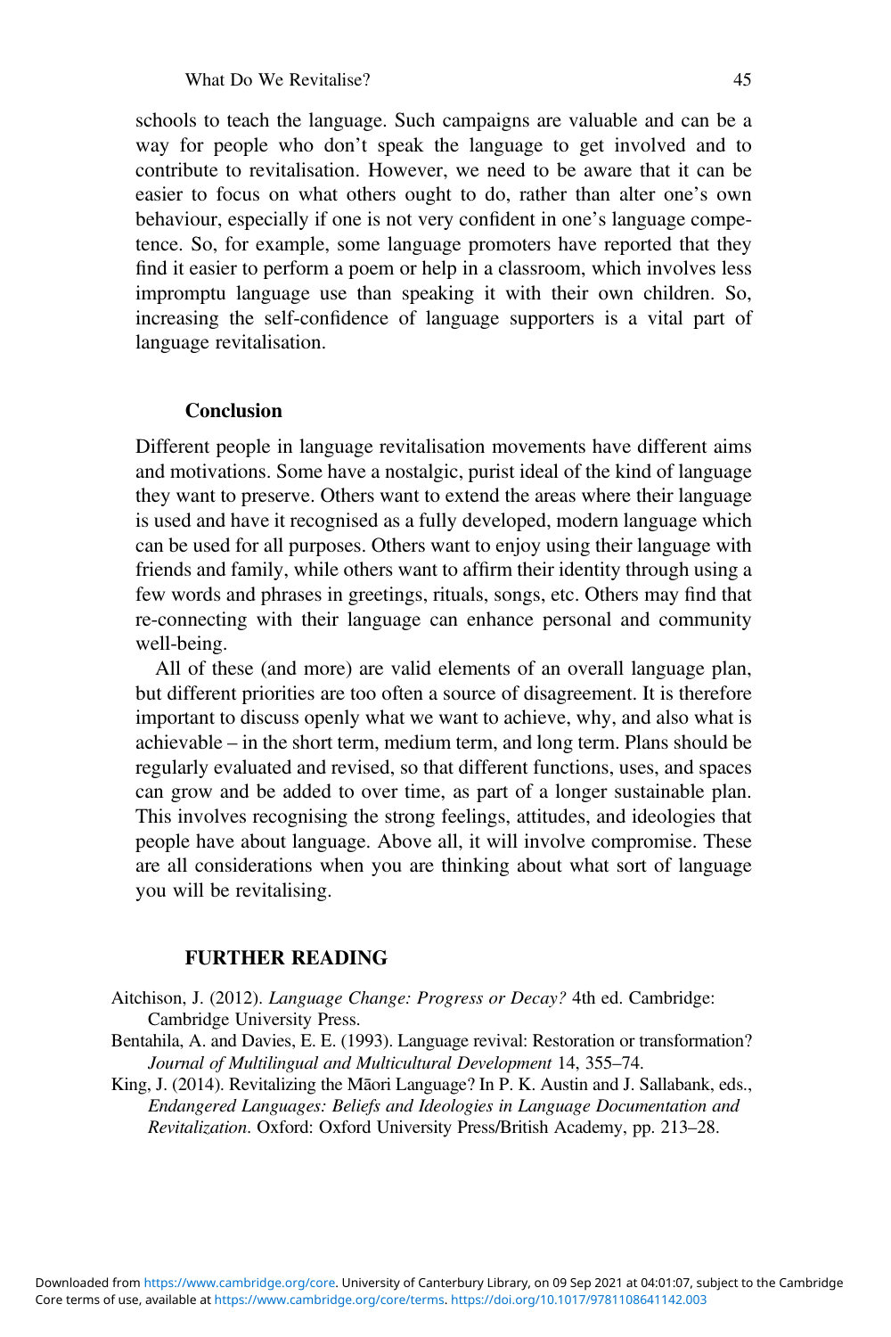schools to teach the language. Such campaigns are valuable and can be a way for people who don't speak the language to get involved and to contribute to revitalisation. However, we need to be aware that it can be easier to focus on what others ought to do, rather than alter one's own behaviour, especially if one is not very confident in one's language competence. So, for example, some language promoters have reported that they find it easier to perform a poem or help in a classroom, which involves less impromptu language use than speaking it with their own children. So, increasing the self-confidence of language supporters is a vital part of language revitalisation.

## Conclusion

Different people in language revitalisation movements have different aims and motivations. Some have a nostalgic, purist ideal of the kind of language they want to preserve. Others want to extend the areas where their language is used and have it recognised as a fully developed, modern language which can be used for all purposes. Others want to enjoy using their language with friends and family, while others want to affirm their identity through using a few words and phrases in greetings, rituals, songs, etc. Others may find that re-connecting with their language can enhance personal and community well-being.

All of these (and more) are valid elements of an overall language plan, but different priorities are too often a source of disagreement. It is therefore important to discuss openly what we want to achieve, why, and also what is achievable – in the short term, medium term, and long term. Plans should be regularly evaluated and revised, so that different functions, uses, and spaces can grow and be added to over time, as part of a longer sustainable plan. This involves recognising the strong feelings, attitudes, and ideologies that people have about language. Above all, it will involve compromise. These are all considerations when you are thinking about what sort of language you will be revitalising.

## FURTHER READING

Aitchison, J. (2012). *Language Change: Progress or Decay?* 4th ed. Cambridge: Cambridge University Press.

Bentahila, A. and Davies, E. E. (1993). Language revival: Restoration or transformation? *Journal of Multilingual and Multicultural Development* 14, 355–74.

King, J. (2014). Revitalizing the Māori Language? In P. K. Austin and J. Sallabank, eds., *Endangered Languages: Beliefs and Ideologies in Language Documentation and Revitalization*. Oxford: Oxford University Press/British Academy, pp. 213–28.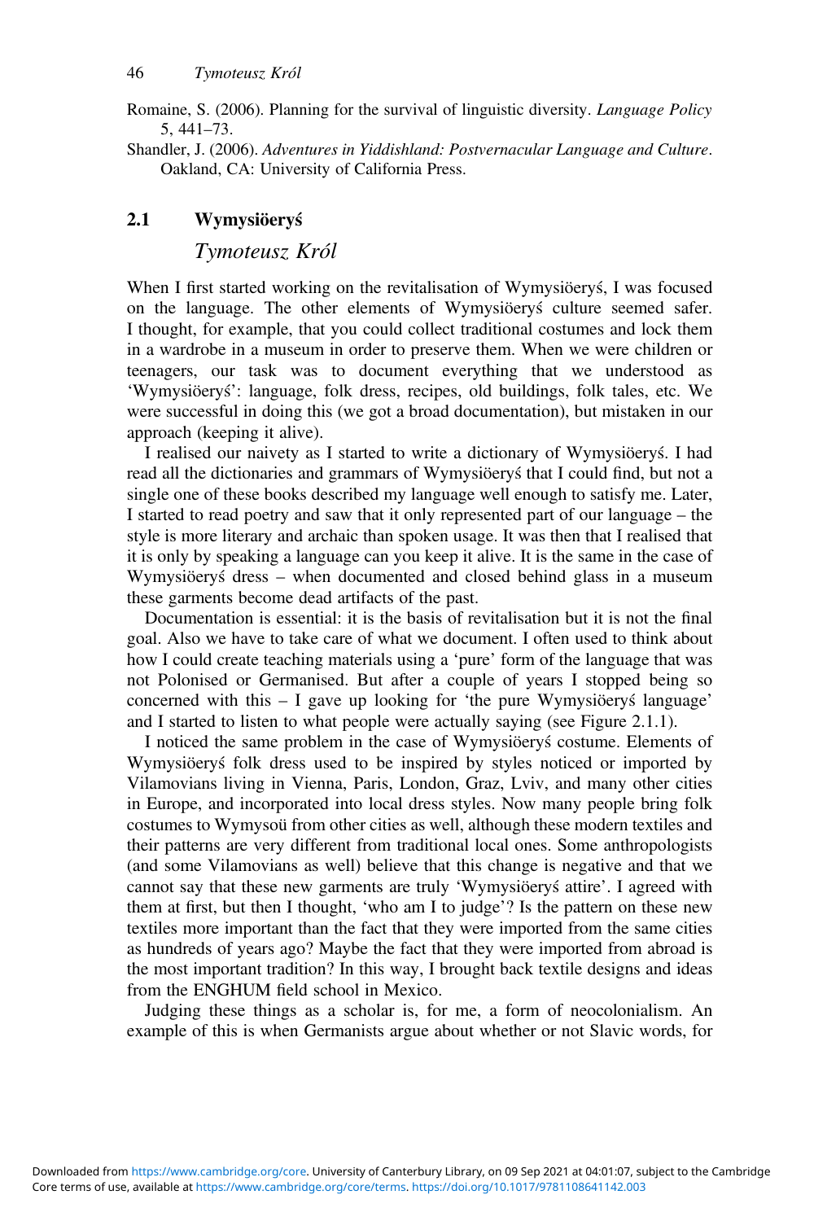Romaine, S. (2006). Planning for the survival of linguistic diversity. *Language Policy* 5, 441–73.

Shandler, J. (2006). *Adventures in Yiddishland: Postvernacular Language and Culture*. Oakland, CA: University of California Press.

## 2.1 Wymysiöeryś

*Tymoteusz Król*

When I first started working on the revitalisation of Wymysiöeryś, I was focused on the language. The other elements of Wymysiöeryś culture seemed safer. I thought, for example, that you could collect traditional costumes and lock them in a wardrobe in a museum in order to preserve them. When we were children or teenagers, our task was to document everything that we understood as 'Wymysiöeryś': language, folk dress, recipes, old buildings, folk tales, etc. We were successful in doing this (we got a broad documentation), but mistaken in our approach (keeping it alive).

I realised our naivety as I started to write a dictionary of Wymysiöeryś. I had read all the dictionaries and grammars of Wymysiöeryś that I could find, but not a single one of these books described my language well enough to satisfy me. Later, I started to read poetry and saw that it only represented part of our language – the style is more literary and archaic than spoken usage. It was then that I realised that it is only by speaking a language can you keep it alive. It is the same in the case of Wymysiöeryś dress – when documented and closed behind glass in a museum these garments become dead artifacts of the past.

Documentation is essential: it is the basis of revitalisation but it is not the final goal. Also we have to take care of what we document. I often used to think about how I could create teaching materials using a 'pure' form of the language that was not Polonised or Germanised. But after a couple of years I stopped being so concerned with this – I gave up looking for 'the pure Wymysiöeryś language' and I started to listen to what people were actually saying (see Figure 2.1.1).

I noticed the same problem in the case of Wymysiöeryś costume. Elements of Wymysiöeryś folk dress used to be inspired by styles noticed or imported by Vilamovians living in Vienna, Paris, London, Graz, Lviv, and many other cities in Europe, and incorporated into local dress styles. Now many people bring folk costumes to Wymysoü from other cities as well, although these modern textiles and their patterns are very different from traditional local ones. Some anthropologists (and some Vilamovians as well) believe that this change is negative and that we cannot say that these new garments are truly 'Wymysiöeryś attire'. I agreed with them at first, but then I thought, 'who am I to judge'? Is the pattern on these new textiles more important than the fact that they were imported from the same cities as hundreds of years ago? Maybe the fact that they were imported from abroad is the most important tradition? In this way, I brought back textile designs and ideas from the ENGHUM field school in Mexico.

Judging these things as a scholar is, for me, a form of neocolonialism. An example of this is when Germanists argue about whether or not Slavic words, for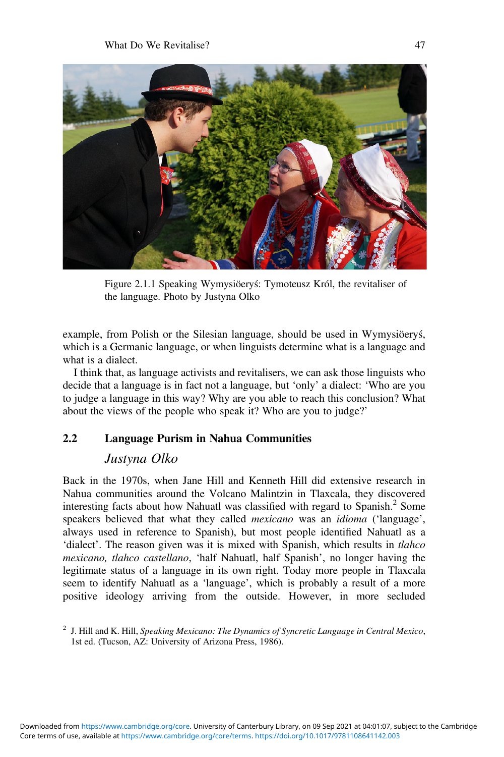Figure 2.1.1 Speaking Wymysiöeryś: Tymoteusz Król, the revitaliser of the language. Photo by Justyna Olko

example, from Polish or the Silesian language, should be used in Wymysiöeryś, which is a Germanic language, or when linguists determine what is a language and what is a dialect.

I think that, as language activists and revitalisers, we can ask those linguists who decide that a language is in fact not a language, but 'only' a dialect: 'Who are you to judge a language in this way? Why are you able to reach this conclusion? What about the views of the people who speak it? Who are you to judge?'

## 2.2 Language Purism in Nahua Communities

*Justyna Olko*

Back in the 1970s, when Jane Hill and Kenneth Hill did extensive research in Nahua communities around the Volcano Malintzin in Tlaxcala, they discovered interesting facts about how Nahuatl was classified with regard to Spanish.[2] Some speakers believed that what they called *mexicano* was an *idioma* ('language', always used in reference to Spanish), but most people identified Nahuatl as a 'dialect'. The reason given was it is mixed with Spanish, which results in *tlahco mexicano, tlahco castellano*, 'half Nahuatl, half Spanish', no longer having the legitimate status of a language in its own right. Today more people in Tlaxcala seem to identify Nahuatl as a 'language', which is probably a result of a more positive ideology arriving from the outside. However, in more secluded

[2] J. Hill and K. Hill, *Speaking Mexicano: The Dynamics of Syncretic Language in Central Mexico*, 1st ed. (Tucson, AZ: University of Arizona Press, 1986).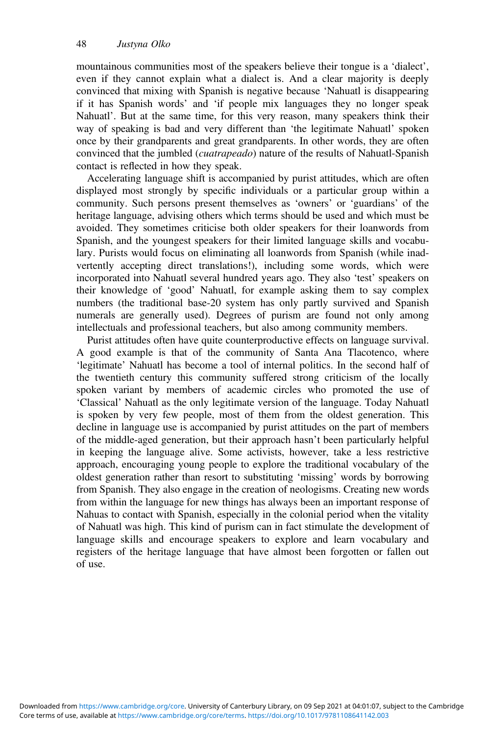mountainous communities most of the speakers believe their tongue is a 'dialect', even if they cannot explain what a dialect is. And a clear majority is deeply convinced that mixing with Spanish is negative because 'Nahuatl is disappearing if it has Spanish words' and 'if people mix languages they no longer speak Nahuatl'. But at the same time, for this very reason, many speakers think their way of speaking is bad and very different than 'the legitimate Nahuatl' spoken once by their grandparents and great grandparents. In other words, they are often convinced that the jumbled (*cuatrapeado*) nature of the results of Nahuatl-Spanish contact is reflected in how they speak.

Accelerating language shift is accompanied by purist attitudes, which are often displayed most strongly by specific individuals or a particular group within a community. Such persons present themselves as 'owners' or 'guardians' of the heritage language, advising others which terms should be used and which must be avoided. They sometimes criticise both older speakers for their loanwords from Spanish, and the youngest speakers for their limited language skills and vocabulary. Purists would focus on eliminating all loanwords from Spanish (while inadvertently accepting direct translations!), including some words, which were incorporated into Nahuatl several hundred years ago. They also 'test' speakers on their knowledge of 'good' Nahuatl, for example asking them to say complex numbers (the traditional base-20 system has only partly survived and Spanish numerals are generally used). Degrees of purism are found not only among intellectuals and professional teachers, but also among community members.

Purist attitudes often have quite counterproductive effects on language survival. A good example is that of the community of Santa Ana Tlacotenco, where 'legitimate' Nahuatl has become a tool of internal politics. In the second half of the twentieth century this community suffered strong criticism of the locally spoken variant by members of academic circles who promoted the use of 'Classical' Nahuatl as the only legitimate version of the language. Today Nahuatl is spoken by very few people, most of them from the oldest generation. This decline in language use is accompanied by purist attitudes on the part of members of the middle-aged generation, but their approach hasn't been particularly helpful in keeping the language alive. Some activists, however, take a less restrictive approach, encouraging young people to explore the traditional vocabulary of the oldest generation rather than resort to substituting 'missing' words by borrowing from Spanish. They also engage in the creation of neologisms. Creating new words from within the language for new things has always been an important response of Nahuas to contact with Spanish, especially in the colonial period when the vitality of Nahuatl was high. This kind of purism can in fact stimulate the development of language skills and encourage speakers to explore and learn vocabulary and registers of the heritage language that have almost been forgotten or fallen out of use.